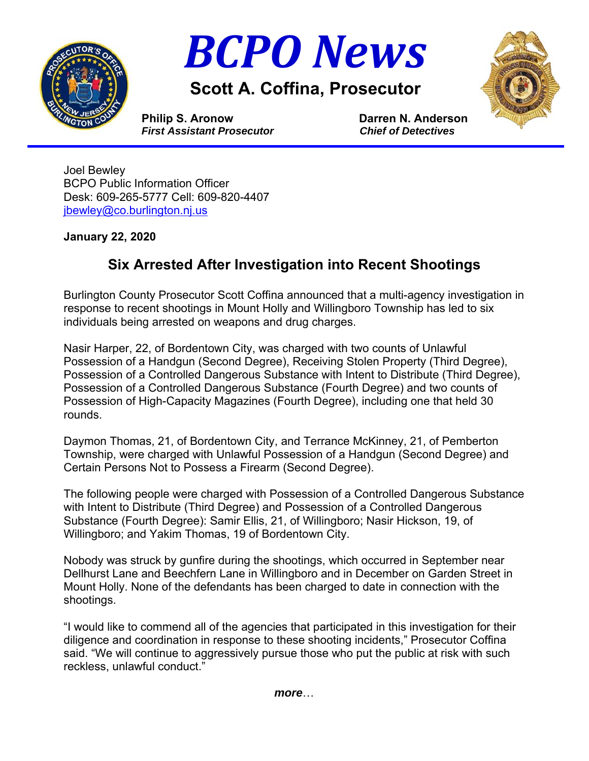# BCPO News

## Scott A. Coffina, Prosecutor

**Philip S. Aronow**
***First Assistant Prosecutor***

**Darren N. Anderson**
***Chief of Detectives***

---

Joel Bewley
BCPO Public Information Officer
Desk: 609-265-5777 Cell: 609-820-4407
jbewley@co.burlington.nj.us

**January 22, 2020**

## Six Arrested After Investigation into Recent Shootings

Burlington County Prosecutor Scott Coffina announced that a multi-agency investigation in response to recent shootings in Mount Holly and Willingboro Township has led to six individuals being arrested on weapons and drug charges.

Nasir Harper, 22, of Bordentown City, was charged with two counts of Unlawful Possession of a Handgun (Second Degree), Receiving Stolen Property (Third Degree), Possession of a Controlled Dangerous Substance with Intent to Distribute (Third Degree), Possession of a Controlled Dangerous Substance (Fourth Degree) and two counts of Possession of High-Capacity Magazines (Fourth Degree), including one that held 30 rounds.

Daymon Thomas, 21, of Bordentown City, and Terrance McKinney, 21, of Pemberton Township, were charged with Unlawful Possession of a Handgun (Second Degree) and Certain Persons Not to Possess a Firearm (Second Degree).

The following people were charged with Possession of a Controlled Dangerous Substance with Intent to Distribute (Third Degree) and Possession of a Controlled Dangerous Substance (Fourth Degree): Samir Ellis, 21, of Willingboro; Nasir Hickson, 19, of Willingboro; and Yakim Thomas, 19 of Bordentown City.

Nobody was struck by gunfire during the shootings, which occurred in September near Dellhurst Lane and Beechfern Lane in Willingboro and in December on Garden Street in Mount Holly. None of the defendants has been charged to date in connection with the shootings.

"I would like to commend all of the agencies that participated in this investigation for their diligence and coordination in response to these shooting incidents," Prosecutor Coffina said. "We will continue to aggressively pursue those who put the public at risk with such reckless, unlawful conduct."

***more***…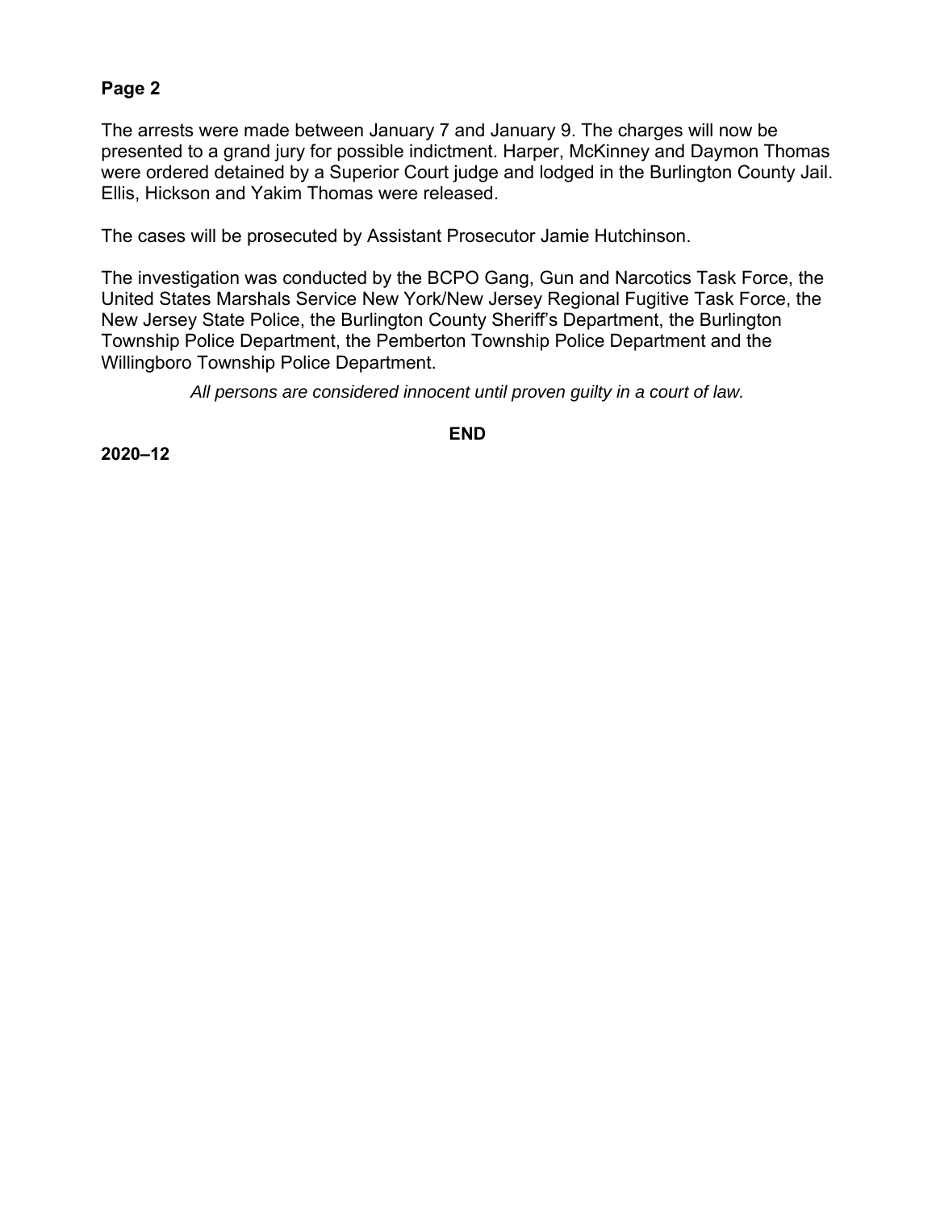The arrests were made between January 7 and January 9. The charges will now be presented to a grand jury for possible indictment. Harper, McKinney and Daymon Thomas were ordered detained by a Superior Court judge and lodged in the Burlington County Jail. Ellis, Hickson and Yakim Thomas were released.

The cases will be prosecuted by Assistant Prosecutor Jamie Hutchinson.

The investigation was conducted by the BCPO Gang, Gun and Narcotics Task Force, the United States Marshals Service New York/New Jersey Regional Fugitive Task Force, the New Jersey State Police, the Burlington County Sheriff's Department, the Burlington Township Police Department, the Pemberton Township Police Department and the Willingboro Township Police Department.

*All persons are considered innocent until proven guilty in a court of law.*

**END**

**2020–12**